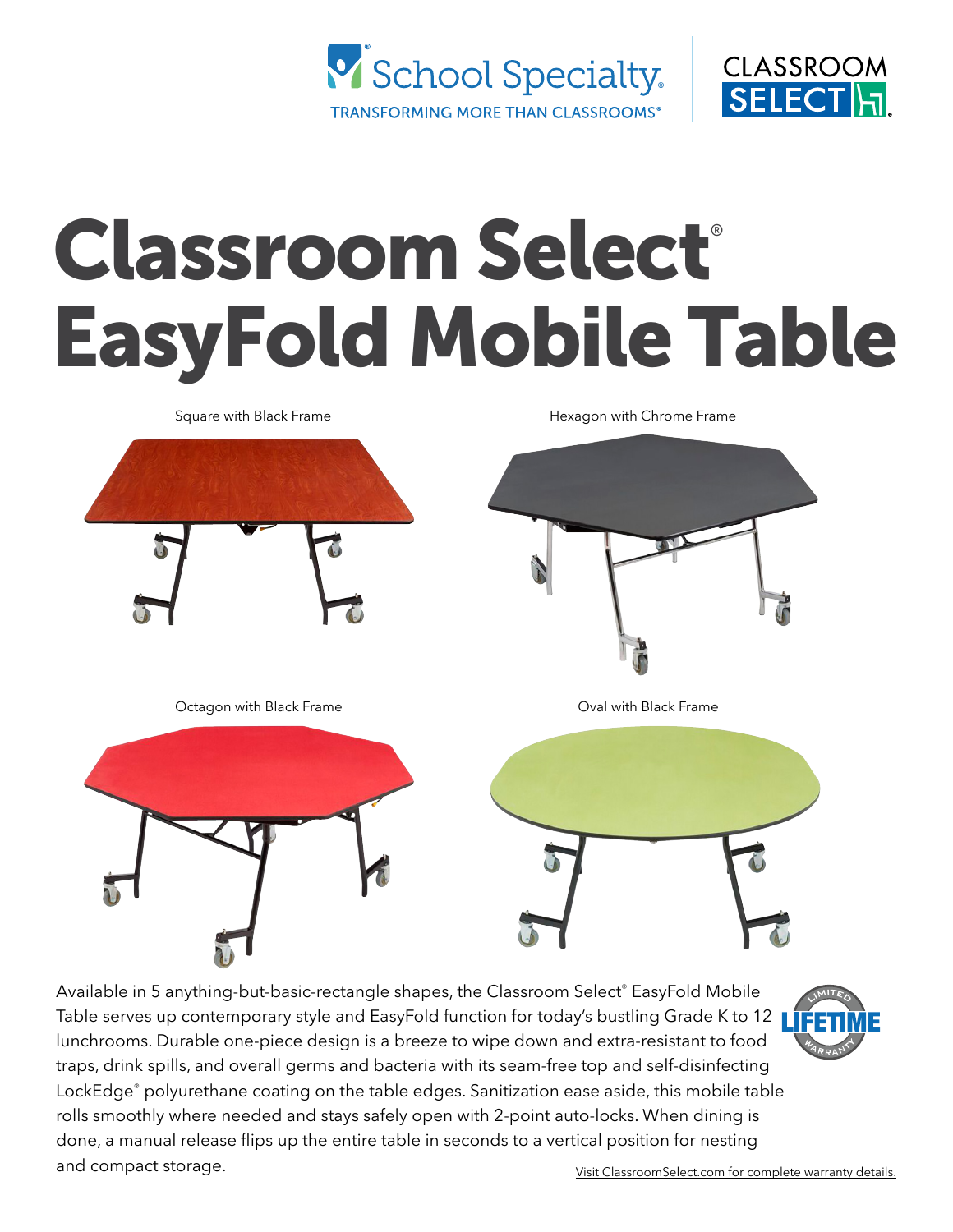School Specialty® TRANSFORMING MORE THAN CLASSROOMS®

CLASSROOM SELECT

# Classroom Select® EasyFold Mobile Table

Square with Black Frame

Hexagon with Chrome Frame

Octagon with Black Frame

Oval with Black Frame

Available in 5 anything-but-basic-rectangle shapes, the Classroom Select® EasyFold Mobile Table serves up contemporary style and EasyFold function for today's bustling Grade K to 12 lunchrooms. Durable one-piece design is a breeze to wipe down and extra-resistant to food traps, drink spills, and overall germs and bacteria with its seam-free top and self-disinfecting LockEdge® polyurethane coating on the table edges. Sanitization ease aside, this mobile table rolls smoothly where needed and stays safely open with 2-point auto-locks. When dining is done, a manual release flips up the entire table in seconds to a vertical position for nesting and compact storage.

LIMITED LIFETIME WARRANTY

Visit ClassroomSelect.com for complete warranty details.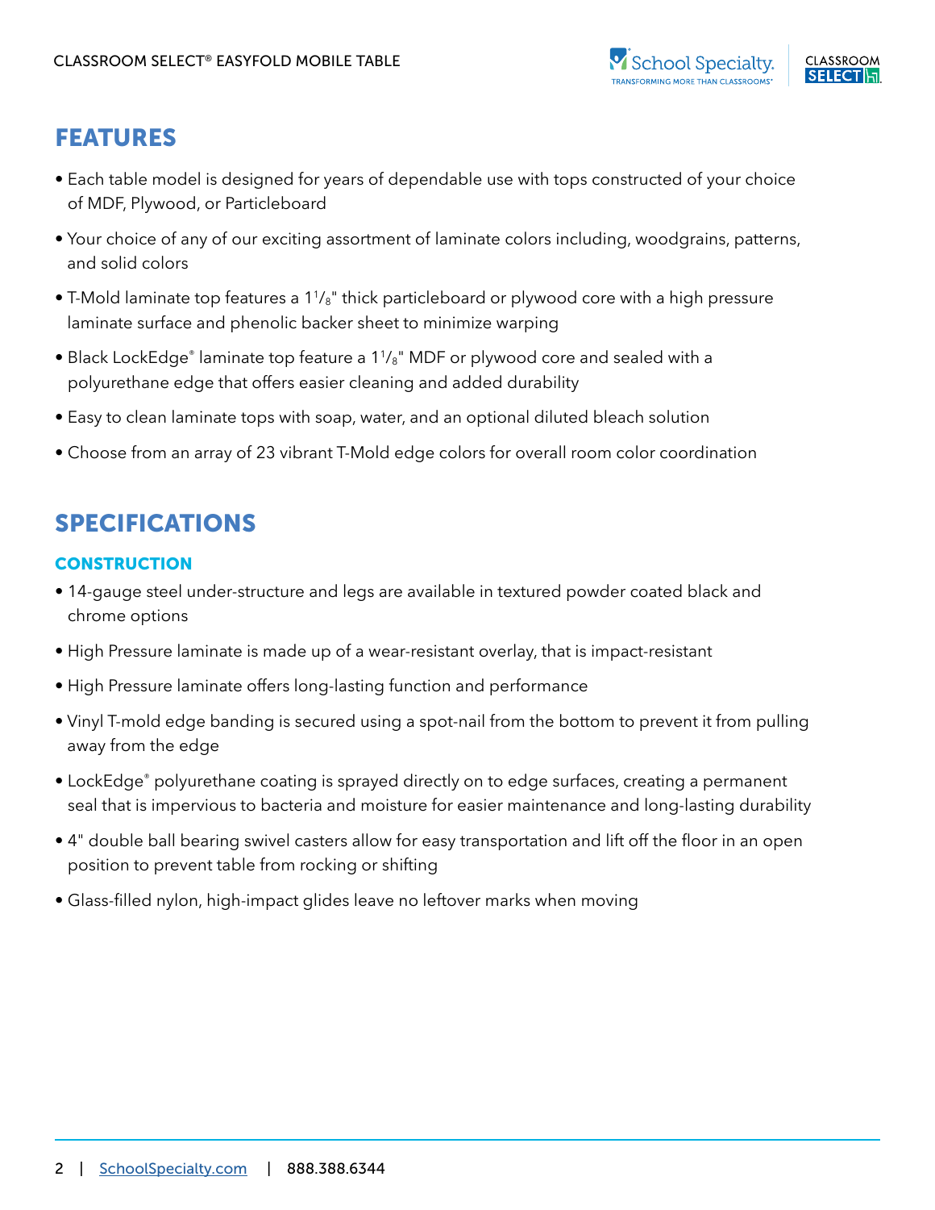## FEATURES

- Each table model is designed for years of dependable use with tops constructed of your choice of MDF, Plywood, or Particleboard
- Your choice of any of our exciting assortment of laminate colors including, woodgrains, patterns, and solid colors
- T-Mold laminate top features a 1 1/8" thick particleboard or plywood core with a high pressure laminate surface and phenolic backer sheet to minimize warping
- Black LockEdge® laminate top feature a 1 1/8" MDF or plywood core and sealed with a polyurethane edge that offers easier cleaning and added durability
- Easy to clean laminate tops with soap, water, and an optional diluted bleach solution
- Choose from an array of 23 vibrant T-Mold edge colors for overall room color coordination

## SPECIFICATIONS

### CONSTRUCTION

- 14-gauge steel under-structure and legs are available in textured powder coated black and chrome options
- High Pressure laminate is made up of a wear-resistant overlay, that is impact-resistant
- High Pressure laminate offers long-lasting function and performance
- Vinyl T-mold edge banding is secured using a spot-nail from the bottom to prevent it from pulling away from the edge
- LockEdge® polyurethane coating is sprayed directly on to edge surfaces, creating a permanent seal that is impervious to bacteria and moisture for easier maintenance and long-lasting durability
- 4" double ball bearing swivel casters allow for easy transportation and lift off the floor in an open position to prevent table from rocking or shifting
- Glass-filled nylon, high-impact glides leave no leftover marks when moving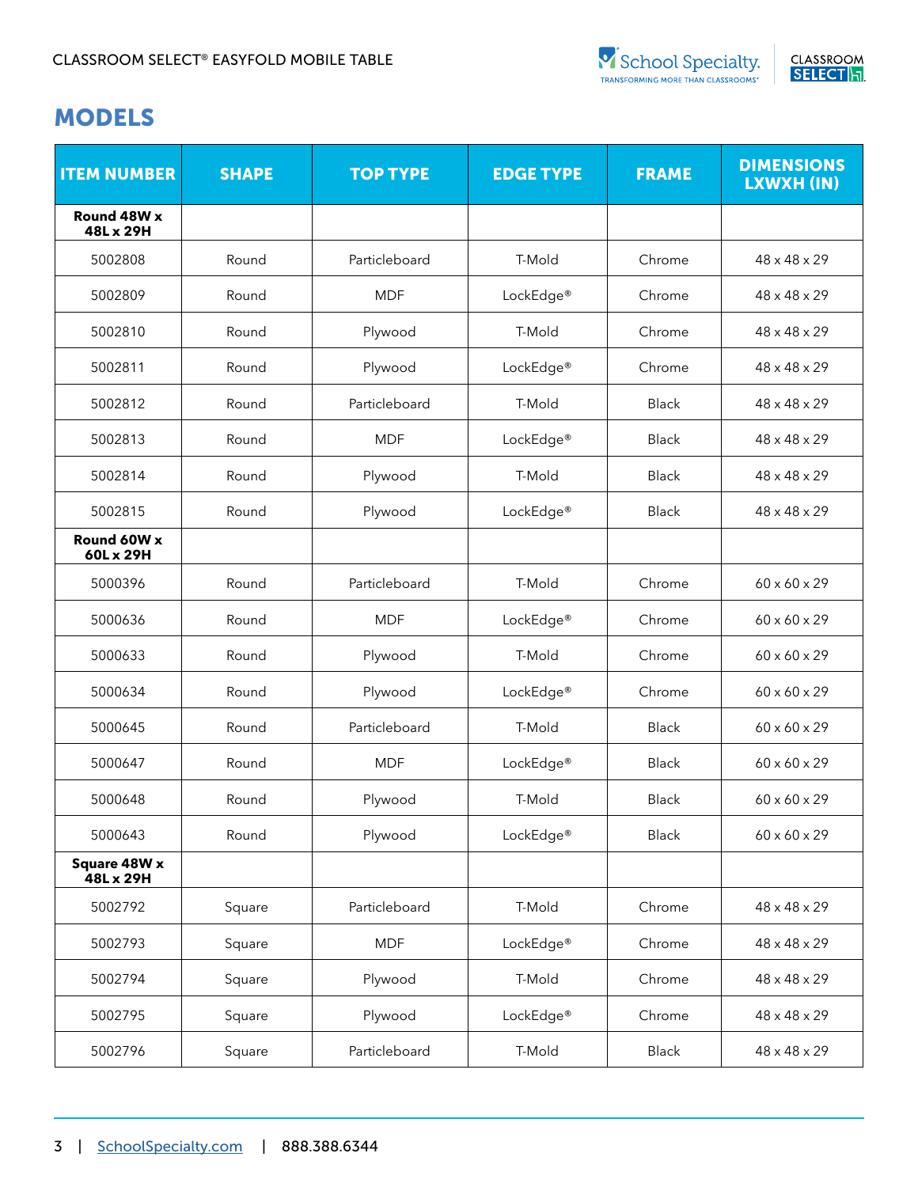## MODELS

| ITEM NUMBER | SHAPE | TOP TYPE | EDGE TYPE | FRAME | DIMENSIONS LXWXH (IN) |
|---|---|---|---|---|---|
| **Round 48W x 48L x 29H** | | | | | |
| 5002808 | Round | Particleboard | T-Mold | Chrome | 48 x 48 x 29 |
| 5002809 | Round | MDF | LockEdge® | Chrome | 48 x 48 x 29 |
| 5002810 | Round | Plywood | T-Mold | Chrome | 48 x 48 x 29 |
| 5002811 | Round | Plywood | LockEdge® | Chrome | 48 x 48 x 29 |
| 5002812 | Round | Particleboard | T-Mold | Black | 48 x 48 x 29 |
| 5002813 | Round | MDF | LockEdge® | Black | 48 x 48 x 29 |
| 5002814 | Round | Plywood | T-Mold | Black | 48 x 48 x 29 |
| 5002815 | Round | Plywood | LockEdge® | Black | 48 x 48 x 29 |
| **Round 60W x 60L x 29H** | | | | | |
| 5000396 | Round | Particleboard | T-Mold | Chrome | 60 x 60 x 29 |
| 5000636 | Round | MDF | LockEdge® | Chrome | 60 x 60 x 29 |
| 5000633 | Round | Plywood | T-Mold | Chrome | 60 x 60 x 29 |
| 5000634 | Round | Plywood | LockEdge® | Chrome | 60 x 60 x 29 |
| 5000645 | Round | Particleboard | T-Mold | Black | 60 x 60 x 29 |
| 5000647 | Round | MDF | LockEdge® | Black | 60 x 60 x 29 |
| 5000648 | Round | Plywood | T-Mold | Black | 60 x 60 x 29 |
| 5000643 | Round | Plywood | LockEdge® | Black | 60 x 60 x 29 |
| **Square 48W x 48L x 29H** | | | | | |
| 5002792 | Square | Particleboard | T-Mold | Chrome | 48 x 48 x 29 |
| 5002793 | Square | MDF | LockEdge® | Chrome | 48 x 48 x 29 |
| 5002794 | Square | Plywood | T-Mold | Chrome | 48 x 48 x 29 |
| 5002795 | Square | Plywood | LockEdge® | Chrome | 48 x 48 x 29 |
| 5002796 | Square | Particleboard | T-Mold | Black | 48 x 48 x 29 |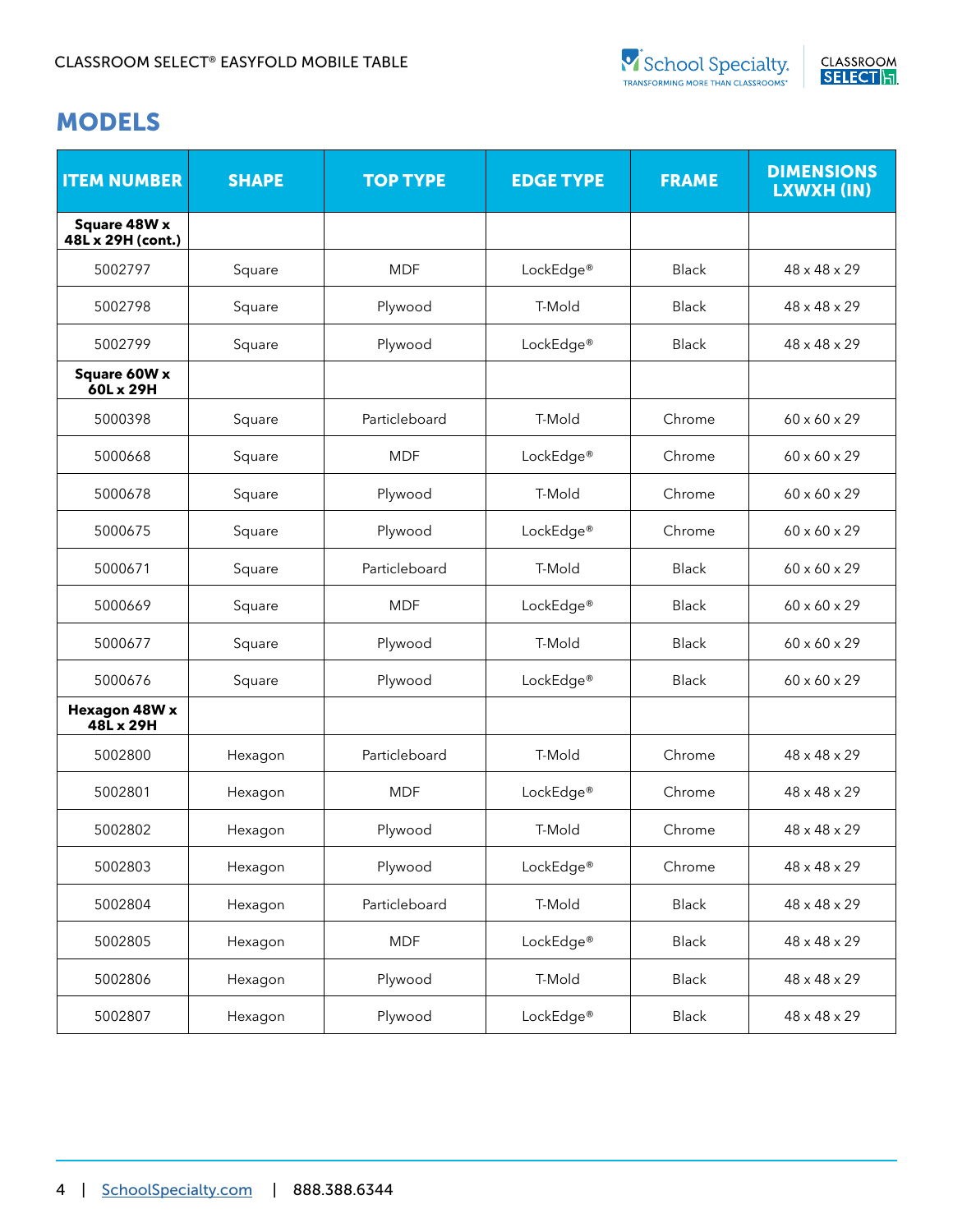## MODELS

| ITEM NUMBER | SHAPE | TOP TYPE | EDGE TYPE | FRAME | DIMENSIONS LXWXH (IN) |
|---|---|---|---|---|---|
| **Square 48W x 48L x 29H (cont.)** | | | | | |
| 5002797 | Square | MDF | LockEdge® | Black | 48 x 48 x 29 |
| 5002798 | Square | Plywood | T-Mold | Black | 48 x 48 x 29 |
| 5002799 | Square | Plywood | LockEdge® | Black | 48 x 48 x 29 |
| **Square 60W x 60L x 29H** | | | | | |
| 5000398 | Square | Particleboard | T-Mold | Chrome | 60 x 60 x 29 |
| 5000668 | Square | MDF | LockEdge® | Chrome | 60 x 60 x 29 |
| 5000678 | Square | Plywood | T-Mold | Chrome | 60 x 60 x 29 |
| 5000675 | Square | Plywood | LockEdge® | Chrome | 60 x 60 x 29 |
| 5000671 | Square | Particleboard | T-Mold | Black | 60 x 60 x 29 |
| 5000669 | Square | MDF | LockEdge® | Black | 60 x 60 x 29 |
| 5000677 | Square | Plywood | T-Mold | Black | 60 x 60 x 29 |
| 5000676 | Square | Plywood | LockEdge® | Black | 60 x 60 x 29 |
| **Hexagon 48W x 48L x 29H** | | | | | |
| 5002800 | Hexagon | Particleboard | T-Mold | Chrome | 48 x 48 x 29 |
| 5002801 | Hexagon | MDF | LockEdge® | Chrome | 48 x 48 x 29 |
| 5002802 | Hexagon | Plywood | T-Mold | Chrome | 48 x 48 x 29 |
| 5002803 | Hexagon | Plywood | LockEdge® | Chrome | 48 x 48 x 29 |
| 5002804 | Hexagon | Particleboard | T-Mold | Black | 48 x 48 x 29 |
| 5002805 | Hexagon | MDF | LockEdge® | Black | 48 x 48 x 29 |
| 5002806 | Hexagon | Plywood | T-Mold | Black | 48 x 48 x 29 |
| 5002807 | Hexagon | Plywood | LockEdge® | Black | 48 x 48 x 29 |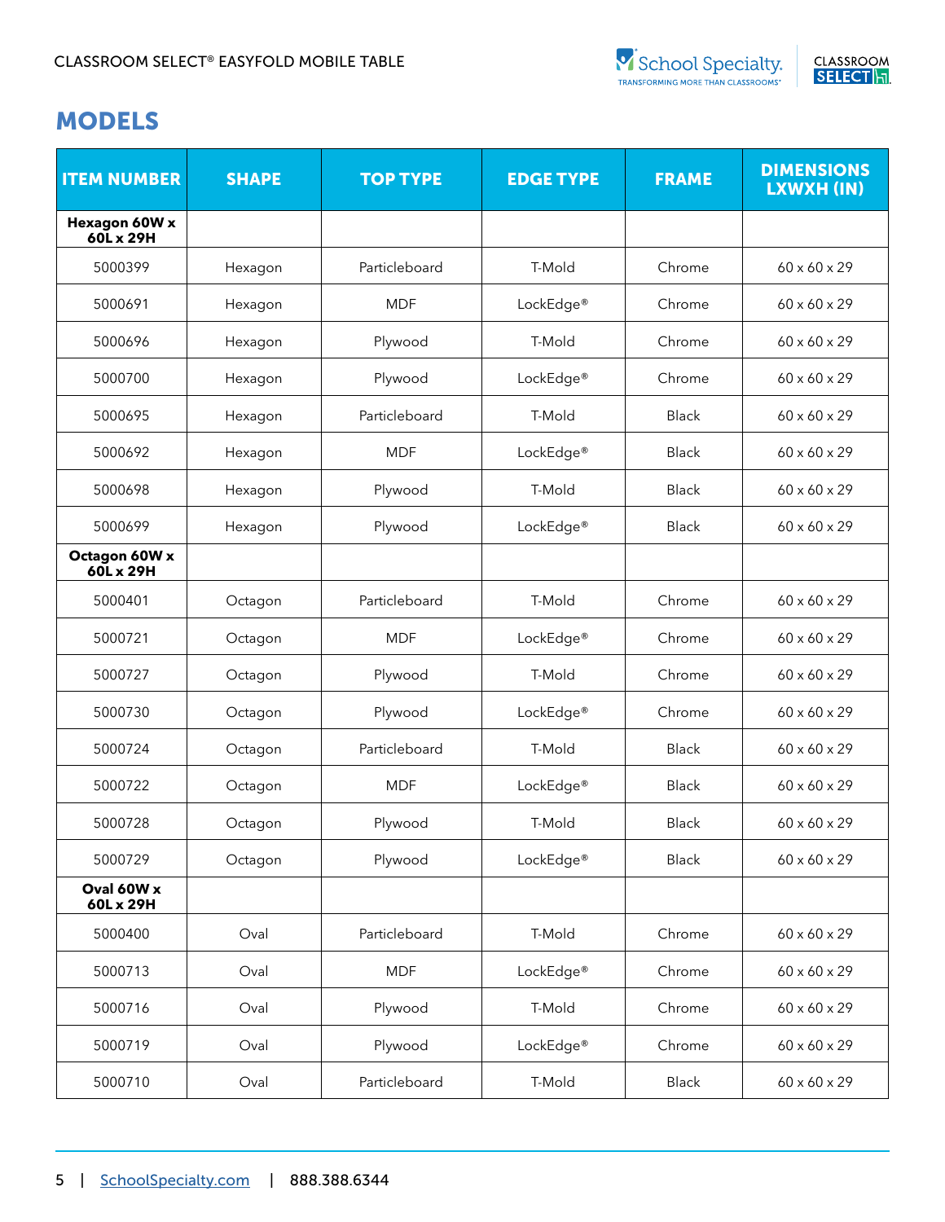## MODELS

| ITEM NUMBER | SHAPE | TOP TYPE | EDGE TYPE | FRAME | DIMENSIONS LXWXH (IN) |
|---|---|---|---|---|---|
| **Hexagon 60W x 60L x 29H** | | | | | |
| 5000399 | Hexagon | Particleboard | T-Mold | Chrome | 60 x 60 x 29 |
| 5000691 | Hexagon | MDF | LockEdge® | Chrome | 60 x 60 x 29 |
| 5000696 | Hexagon | Plywood | T-Mold | Chrome | 60 x 60 x 29 |
| 5000700 | Hexagon | Plywood | LockEdge® | Chrome | 60 x 60 x 29 |
| 5000695 | Hexagon | Particleboard | T-Mold | Black | 60 x 60 x 29 |
| 5000692 | Hexagon | MDF | LockEdge® | Black | 60 x 60 x 29 |
| 5000698 | Hexagon | Plywood | T-Mold | Black | 60 x 60 x 29 |
| 5000699 | Hexagon | Plywood | LockEdge® | Black | 60 x 60 x 29 |
| **Octagon 60W x 60L x 29H** | | | | | |
| 5000401 | Octagon | Particleboard | T-Mold | Chrome | 60 x 60 x 29 |
| 5000721 | Octagon | MDF | LockEdge® | Chrome | 60 x 60 x 29 |
| 5000727 | Octagon | Plywood | T-Mold | Chrome | 60 x 60 x 29 |
| 5000730 | Octagon | Plywood | LockEdge® | Chrome | 60 x 60 x 29 |
| 5000724 | Octagon | Particleboard | T-Mold | Black | 60 x 60 x 29 |
| 5000722 | Octagon | MDF | LockEdge® | Black | 60 x 60 x 29 |
| 5000728 | Octagon | Plywood | T-Mold | Black | 60 x 60 x 29 |
| 5000729 | Octagon | Plywood | LockEdge® | Black | 60 x 60 x 29 |
| **Oval 60W x 60L x 29H** | | | | | |
| 5000400 | Oval | Particleboard | T-Mold | Chrome | 60 x 60 x 29 |
| 5000713 | Oval | MDF | LockEdge® | Chrome | 60 x 60 x 29 |
| 5000716 | Oval | Plywood | T-Mold | Chrome | 60 x 60 x 29 |
| 5000719 | Oval | Plywood | LockEdge® | Chrome | 60 x 60 x 29 |
| 5000710 | Oval | Particleboard | T-Mold | Black | 60 x 60 x 29 |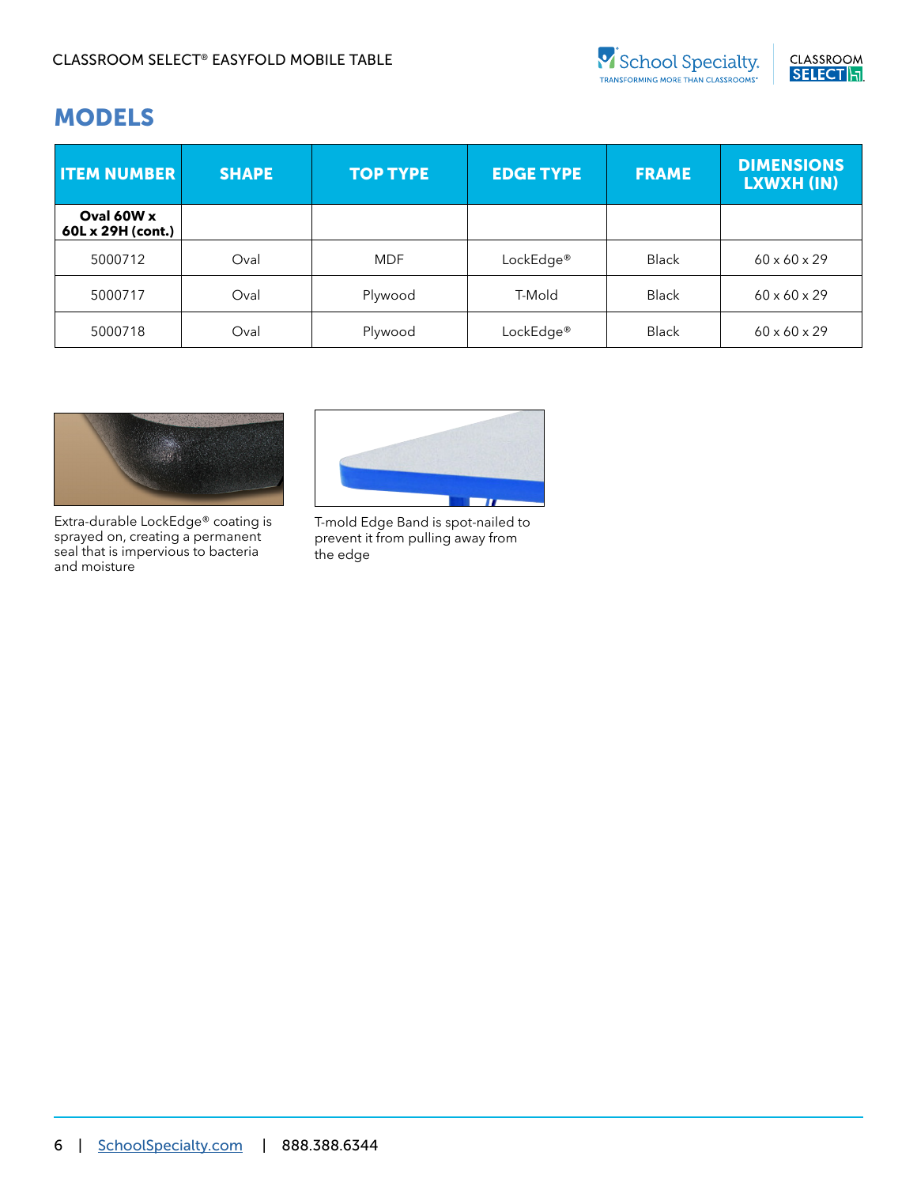## MODELS

| ITEM NUMBER | SHAPE | TOP TYPE | EDGE TYPE | FRAME | DIMENSIONS LXWXH (IN) |
|---|---|---|---|---|---|
| **Oval 60W x 60L x 29H (cont.)** | | | | | |
| 5000712 | Oval | MDF | LockEdge® | Black | 60 x 60 x 29 |
| 5000717 | Oval | Plywood | T-Mold | Black | 60 x 60 x 29 |
| 5000718 | Oval | Plywood | LockEdge® | Black | 60 x 60 x 29 |

Extra-durable LockEdge® coating is sprayed on, creating a permanent seal that is impervious to bacteria and moisture

T-mold Edge Band is spot-nailed to prevent it from pulling away from the edge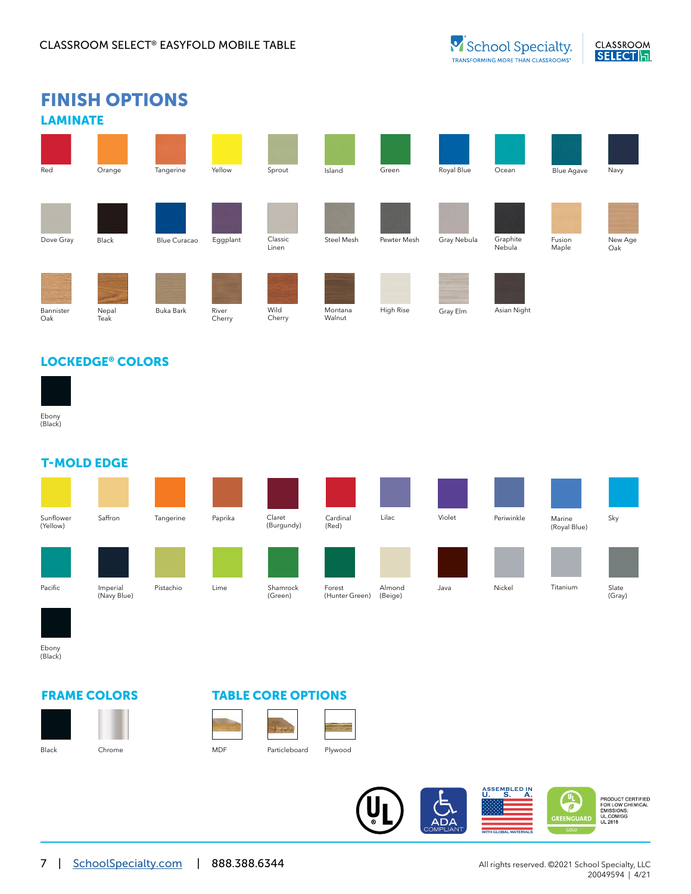# FINISH OPTIONS

## LAMINATE

Red, Orange, Tangerine, Yellow, Sprout, Island, Green, Royal Blue, Ocean, Blue Agave, Navy

Dove Gray, Black, Blue Curacao, Eggplant, Classic Linen, Steel Mesh, Pewter Mesh, Gray Nebula, Graphite Nebula, Fusion Maple, New Age Oak

Bannister Oak, Nepal Teak, Buka Bark, River Cherry, Wild Cherry, Montana Walnut, High Rise, Gray Elm, Asian Night

## LOCKEDGE® COLORS

Ebony (Black)

## T-MOLD EDGE

Sunflower (Yellow), Saffron, Tangerine, Paprika, Claret (Burgundy), Cardinal (Red), Lilac, Violet, Periwinkle, Marine (Royal Blue), Sky

Pacific, Imperial (Navy Blue), Pistachio, Lime, Shamrock (Green), Forest (Hunter Green), Almond (Beige), Java, Nickel, Titanium, Slate (Gray)

Ebony (Black)

## FRAME COLORS

Black, Chrome

## TABLE CORE OPTIONS

MDF, Particleboard, Plywood

ASSEMBLED IN U.S.A. WITH GLOBAL MATERIALS

ADA COMPLIANT

GREENGUARD GOLD

PRODUCT CERTIFIED FOR LOW CHEMICAL EMISSIONS: UL.COM/GG UL 2818

SchoolSpecialty.com | 888.388.6344

All rights reserved. ©2021 School Specialty, LLC
20049594 | 4/21